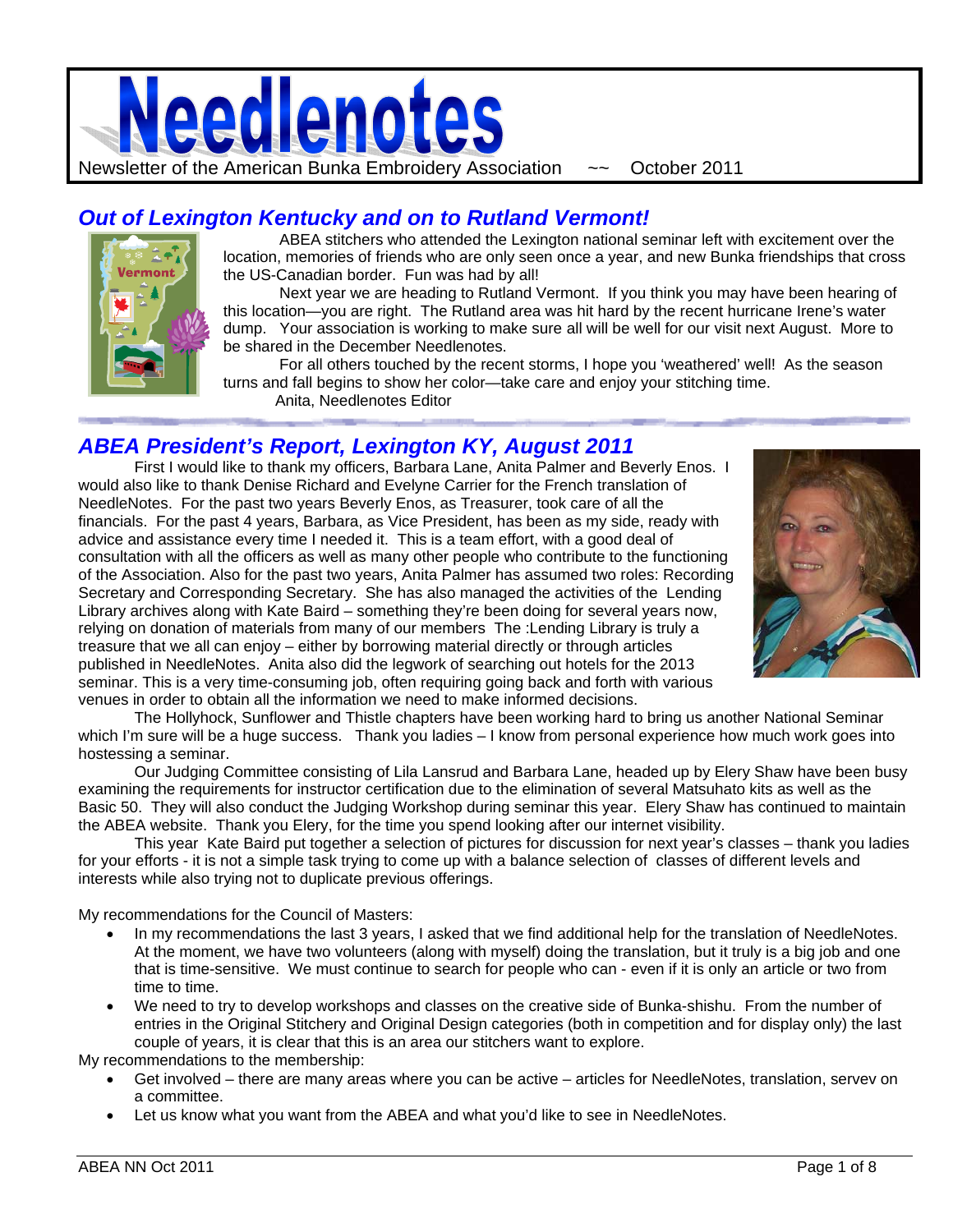# Needlenotes

Newsletter of the American Bunka Embroidery Association ~~ October 2011

## *Out of Lexington Kentucky and on to Rutland Vermont!*

ABEA stitchers who attended the Lexington national seminar left with excitement over the location, memories of friends who are only seen once a year, and new Bunka friendships that cross the US-Canadian border. Fun was had by all!

Next year we are heading to Rutland Vermont. If you think you may have been hearing of this location—you are right. The Rutland area was hit hard by the recent hurricane Irene's water dump. Your association is working to make sure all will be well for our visit next August. More to be shared in the December Needlenotes.

For all others touched by the recent storms, I hope you 'weathered' well! As the season turns and fall begins to show her color—take care and enjoy your stitching time.

Anita, Needlenotes Editor

## *ABEA President's Report, Lexington KY, August 2011*

First I would like to thank my officers, Barbara Lane, Anita Palmer and Beverly Enos. I would also like to thank Denise Richard and Evelyne Carrier for the French translation of NeedleNotes. For the past two years Beverly Enos, as Treasurer, took care of all the financials. For the past 4 years, Barbara, as Vice President, has been as my side, ready with advice and assistance every time I needed it. This is a team effort, with a good deal of consultation with all the officers as well as many other people who contribute to the functioning of the Association. Also for the past two years, Anita Palmer has assumed two roles: Recording Secretary and Corresponding Secretary. She has also managed the activities of the Lending Library archives along with Kate Baird – something they're been doing for several years now, relying on donation of materials from many of our members The :Lending Library is truly a treasure that we all can enjoy – either by borrowing material directly or through articles published in NeedleNotes. Anita also did the legwork of searching out hotels for the 2013 seminar. This is a very time-consuming job, often requiring going back and forth with various venues in order to obtain all the information we need to make informed decisions.

The Hollyhock, Sunflower and Thistle chapters have been working hard to bring us another National Seminar which I'm sure will be a huge success. Thank you ladies – I know from personal experience how much work goes into hostessing a seminar.

Our Judging Committee consisting of Lila Lansrud and Barbara Lane, headed up by Elery Shaw have been busy examining the requirements for instructor certification due to the elimination of several Matsuhato kits as well as the Basic 50. They will also conduct the Judging Workshop during seminar this year. Elery Shaw has continued to maintain the ABEA website. Thank you Elery, for the time you spend looking after our internet visibility.

This year Kate Baird put together a selection of pictures for discussion for next year's classes – thank you ladies for your efforts - it is not a simple task trying to come up with a balance selection of classes of different levels and interests while also trying not to duplicate previous offerings.

My recommendations for the Council of Masters:

- In my recommendations the last 3 years, I asked that we find additional help for the translation of NeedleNotes. At the moment, we have two volunteers (along with myself) doing the translation, but it truly is a big job and one that is time-sensitive. We must continue to search for people who can - even if it is only an article or two from time to time.
- We need to try to develop workshops and classes on the creative side of Bunka-shishu. From the number of entries in the Original Stitchery and Original Design categories (both in competition and for display only) the last couple of years, it is clear that this is an area our stitchers want to explore.

My recommendations to the membership:

- Get involved – there are many areas where you can be active – articles for NeedleNotes, translation, servev on a committee.
- Let us know what you want from the ABEA and what you'd like to see in NeedleNotes.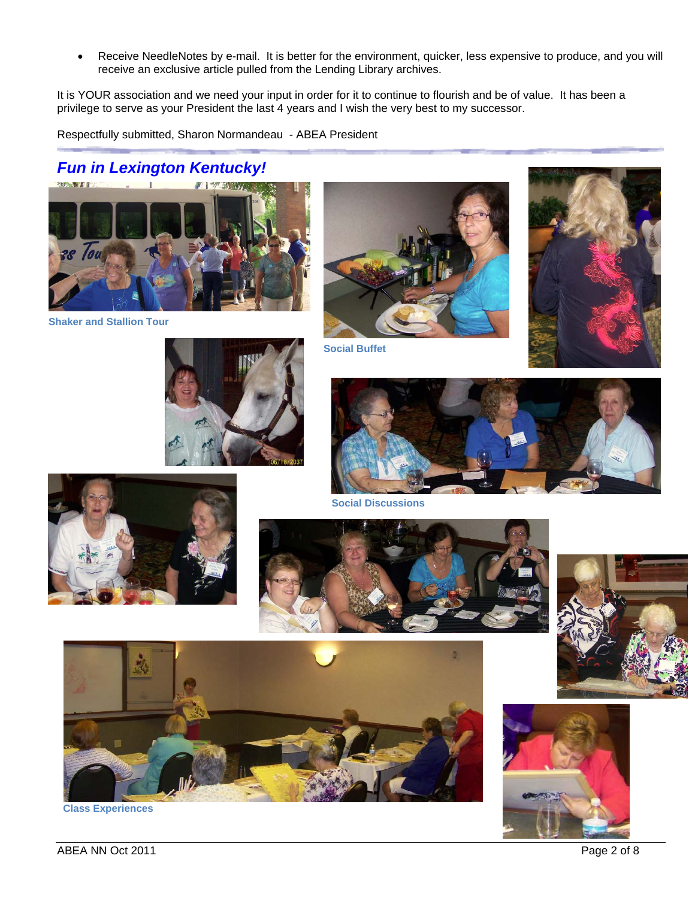- Receive NeedleNotes by e-mail. It is better for the environment, quicker, less expensive to produce, and you will receive an exclusive article pulled from the Lending Library archives.

It is YOUR association and we need your input in order for it to continue to flourish and be of value. It has been a privilege to serve as your President the last 4 years and I wish the very best to my successor.

Respectfully submitted, Sharon Normandeau - ABEA President

## *Fun in Lexington Kentucky!*

**Shaker and Stallion Tour**

**Social Buffet**

**Social Discussions**

**Class Experiences**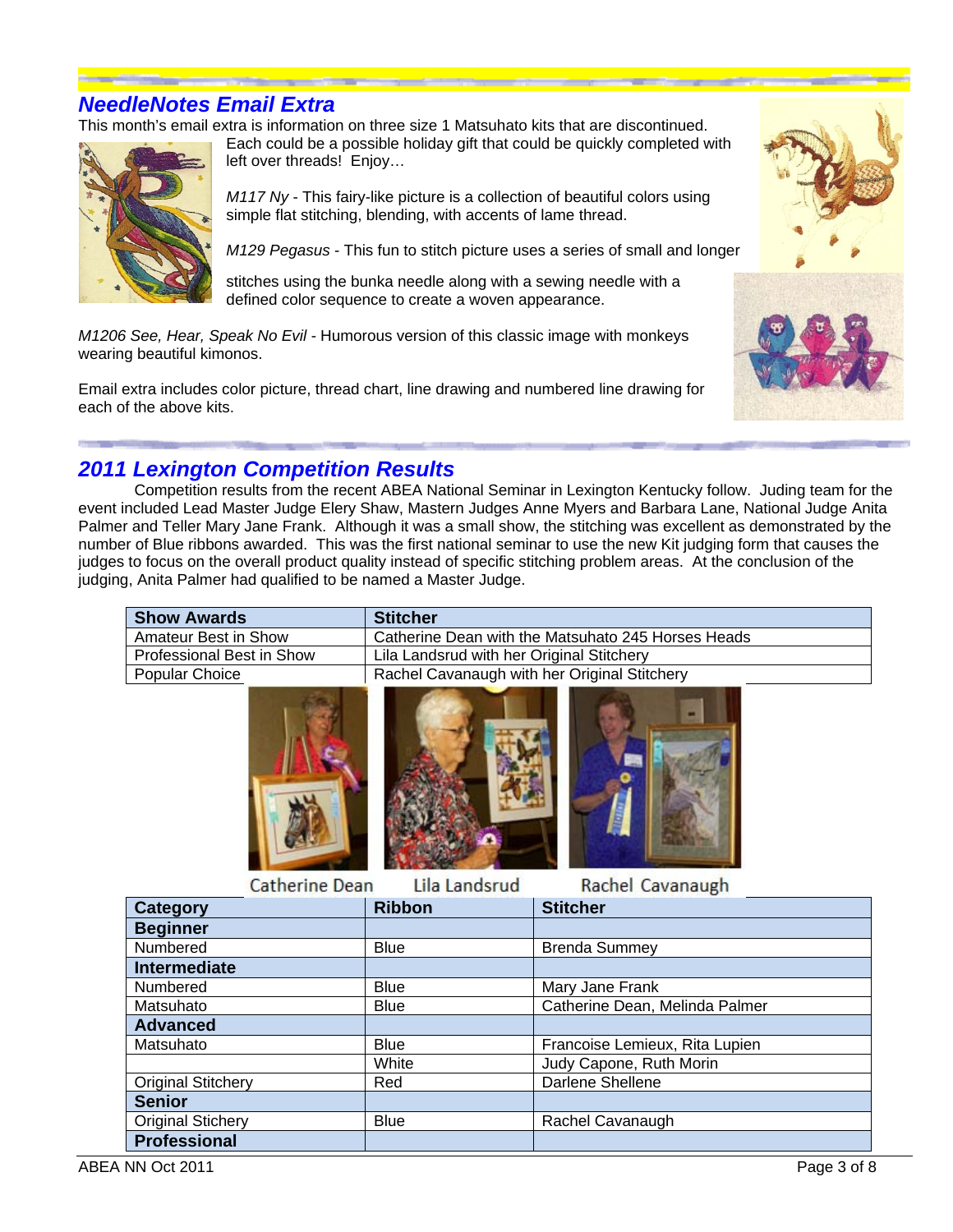## *NeedleNotes Email Extra*

This month's email extra is information on three size 1 Matsuhato kits that are discontinued. Each could be a possible holiday gift that could be quickly completed with left over threads! Enjoy…

*M117 Ny* - This fairy-like picture is a collection of beautiful colors using simple flat stitching, blending, with accents of lame thread.

*M129 Pegasus* - This fun to stitch picture uses a series of small and longer stitches using the bunka needle along with a sewing needle with a defined color sequence to create a woven appearance.

*M1206 See, Hear, Speak No Evil* - Humorous version of this classic image with monkeys wearing beautiful kimonos.

Email extra includes color picture, thread chart, line drawing and numbered line drawing for each of the above kits.

## *2011 Lexington Competition Results*

Competition results from the recent ABEA National Seminar in Lexington Kentucky follow. Juding team for the event included Lead Master Judge Elery Shaw, Mastern Judges Anne Myers and Barbara Lane, National Judge Anita Palmer and Teller Mary Jane Frank. Although it was a small show, the stitching was excellent as demonstrated by the number of Blue ribbons awarded. This was the first national seminar to use the new Kit judging form that causes the judges to focus on the overall product quality instead of specific stitching problem areas. At the conclusion of the judging, Anita Palmer had qualified to be named a Master Judge.

| Show Awards | Stitcher |
|---|---|
| Amateur Best in Show | Catherine Dean with the Matsuhato 245 Horses Heads |
| Professional Best in Show | Lila Landsrud with her Original Stitchery |
| Popular Choice | Rachel Cavanaugh with her Original Stitchery |

Catherine Dean    Lila Landsrud    Rachel Cavanaugh

| Category | Ribbon | Stitcher |
|---|---|---|
| **Beginner** | | |
| Numbered | Blue | Brenda Summey |
| **Intermediate** | | |
| Numbered | Blue | Mary Jane Frank |
| Matsuhato | Blue | Catherine Dean, Melinda Palmer |
| **Advanced** | | |
| Matsuhato | Blue | Francoise Lemieux, Rita Lupien |
| | White | Judy Capone, Ruth Morin |
| Original Stitchery | Red | Darlene Shellene |
| **Senior** | | |
| Original Stichery | Blue | Rachel Cavanaugh |
| **Professional** | | |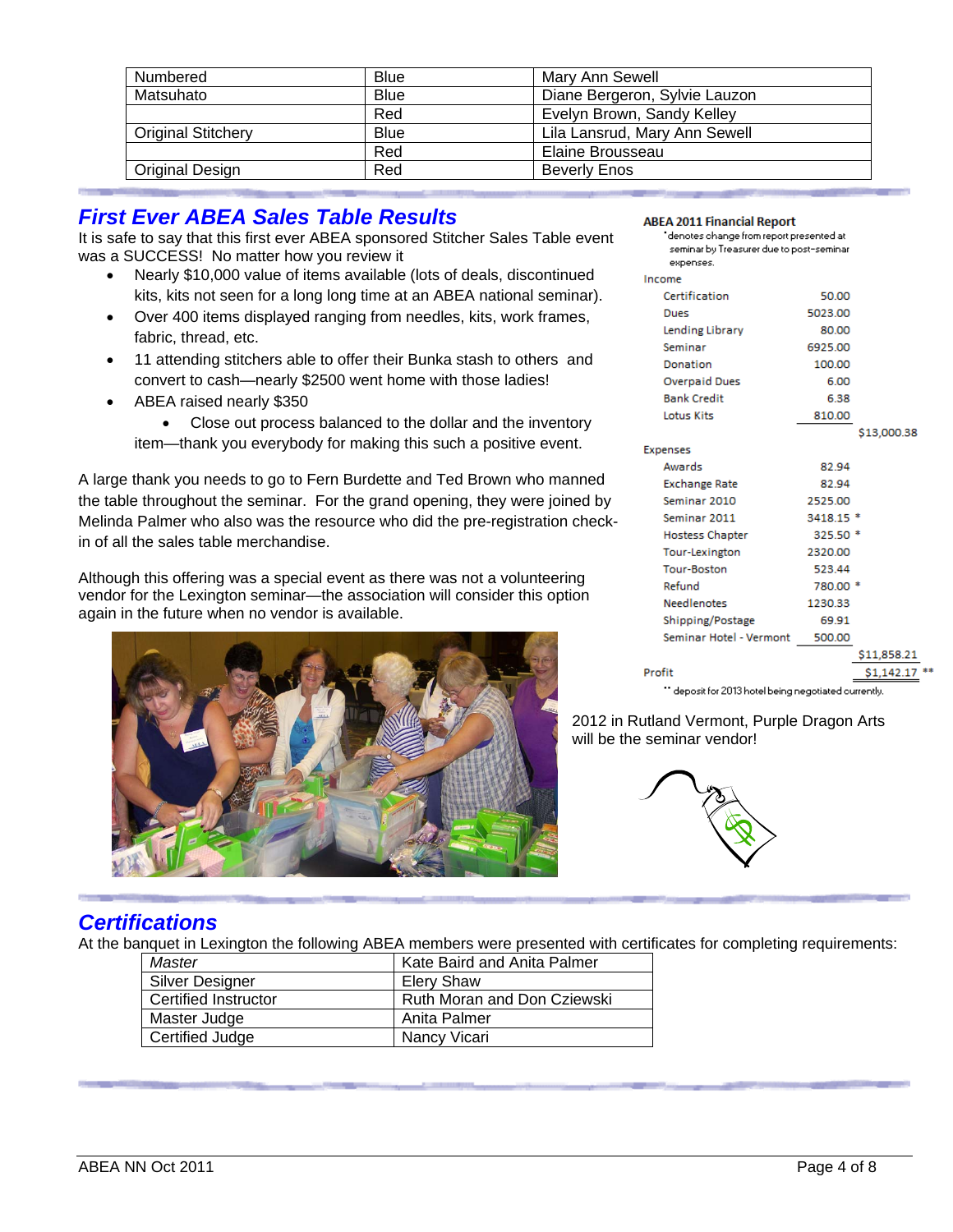| Numbered | Blue | Mary Ann Sewell |
|---|---|---|
| Matsuhato | Blue | Diane Bergeron, Sylvie Lauzon |
| | Red | Evelyn Brown, Sandy Kelley |
| Original Stitchery | Blue | Lila Lansrud, Mary Ann Sewell |
| | Red | Elaine Brousseau |
| Original Design | Red | Beverly Enos |

## *First Ever ABEA Sales Table Results*

It is safe to say that this first ever ABEA sponsored Stitcher Sales Table event was a SUCCESS! No matter how you review it

- Nearly $10,000 value of items available (lots of deals, discontinued kits, kits not seen for a long long time at an ABEA national seminar).
- Over 400 items displayed ranging from needles, kits, work frames, fabric, thread, etc.
- 11 attending stitchers able to offer their Bunka stash to others and convert to cash—nearly $2500 went home with those ladies!
- ABEA raised nearly $350
    - Close out process balanced to the dollar and the inventory item—thank you everybody for making this such a positive event.

A large thank you needs to go to Fern Burdette and Ted Brown who manned the table throughout the seminar. For the grand opening, they were joined by Melinda Palmer who also was the resource who did the pre-registration check-in of all the sales table merchandise.

Although this offering was a special event as there was not a volunteering vendor for the Lexington seminar—the association will consider this option again in the future when no vendor is available.

**ABEA 2011 Financial Report**

*denotes change from report presented at seminar by Treasurer due to post-seminar expenses.

| | | |
|---|---|---|
| **Income** | | |
| Certification | 50.00 | |
| Dues | 5023.00 | |
| Lending Library | 80.00 | |
| Seminar | 6925.00 | |
| Donation | 100.00 | |
| Overpaid Dues | 6.00 | |
| Bank Credit | 6.38 | |
| Lotus Kits | 810.00 | |
| | | $13,000.38 |
| **Expenses** | | |
| Awards | 82.94 | |
| Exchange Rate | 82.94 | |
| Seminar 2010 | 2525.00 | |
| Seminar 2011 | 3418.15 * | |
| Hostess Chapter | 325.50 * | |
| Tour-Lexington | 2320.00 | |
| Tour-Boston | 523.44 | |
| Refund | 780.00 * | |
| Needlenotes | 1230.33 | |
| Shipping/Postage | 69.91 | |
| Seminar Hotel - Vermont | 500.00 | |
| | | $11,858.21 |
| Profit | | $1,142.17 ** |

** deposit for 2013 hotel being negotiated currently.

2012 in Rutland Vermont, Purple Dragon Arts will be the seminar vendor!

## *Certifications*

At the banquet in Lexington the following ABEA members were presented with certificates for completing requirements:

| *Master* | Kate Baird and Anita Palmer |
|---|---|
| Silver Designer | Elery Shaw |
| Certified Instructor | Ruth Moran and Don Cziewski |
| Master Judge | Anita Palmer |
| Certified Judge | Nancy Vicari |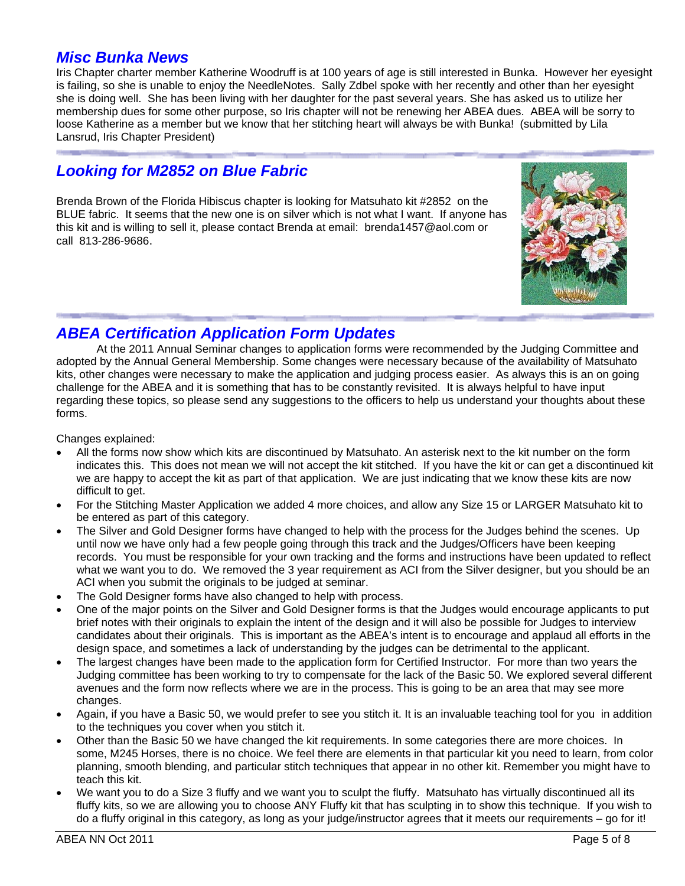## *Misc Bunka News*

Iris Chapter charter member Katherine Woodruff is at 100 years of age is still interested in Bunka. However her eyesight is failing, so she is unable to enjoy the NeedleNotes. Sally Zdbel spoke with her recently and other than her eyesight she is doing well. She has been living with her daughter for the past several years. She has asked us to utilize her membership dues for some other purpose, so Iris chapter will not be renewing her ABEA dues. ABEA will be sorry to loose Katherine as a member but we know that her stitching heart will always be with Bunka! (submitted by Lila Lansrud, Iris Chapter President)

## *Looking for M2852 on Blue Fabric*

Brenda Brown of the Florida Hibiscus chapter is looking for Matsuhato kit #2852 on the BLUE fabric. It seems that the new one is on silver which is not what I want. If anyone has this kit and is willing to sell it, please contact Brenda at email: brenda1457@aol.com or call 813-286-9686.

## *ABEA Certification Application Form Updates*

At the 2011 Annual Seminar changes to application forms were recommended by the Judging Committee and adopted by the Annual General Membership. Some changes were necessary because of the availability of Matsuhato kits, other changes were necessary to make the application and judging process easier. As always this is an on going challenge for the ABEA and it is something that has to be constantly revisited. It is always helpful to have input regarding these topics, so please send any suggestions to the officers to help us understand your thoughts about these forms.

Changes explained:

- All the forms now show which kits are discontinued by Matsuhato. An asterisk next to the kit number on the form indicates this. This does not mean we will not accept the kit stitched. If you have the kit or can get a discontinued kit we are happy to accept the kit as part of that application. We are just indicating that we know these kits are now difficult to get.
- For the Stitching Master Application we added 4 more choices, and allow any Size 15 or LARGER Matsuhato kit to be entered as part of this category.
- The Silver and Gold Designer forms have changed to help with the process for the Judges behind the scenes. Up until now we have only had a few people going through this track and the Judges/Officers have been keeping records. You must be responsible for your own tracking and the forms and instructions have been updated to reflect what we want you to do. We removed the 3 year requirement as ACI from the Silver designer, but you should be an ACI when you submit the originals to be judged at seminar.
- The Gold Designer forms have also changed to help with process.
- One of the major points on the Silver and Gold Designer forms is that the Judges would encourage applicants to put brief notes with their originals to explain the intent of the design and it will also be possible for Judges to interview candidates about their originals. This is important as the ABEA's intent is to encourage and applaud all efforts in the design space, and sometimes a lack of understanding by the judges can be detrimental to the applicant.
- The largest changes have been made to the application form for Certified Instructor. For more than two years the Judging committee has been working to try to compensate for the lack of the Basic 50. We explored several different avenues and the form now reflects where we are in the process. This is going to be an area that may see more changes.
- Again, if you have a Basic 50, we would prefer to see you stitch it. It is an invaluable teaching tool for you in addition to the techniques you cover when you stitch it.
- Other than the Basic 50 we have changed the kit requirements. In some categories there are more choices. In some, M245 Horses, there is no choice. We feel there are elements in that particular kit you need to learn, from color planning, smooth blending, and particular stitch techniques that appear in no other kit. Remember you might have to teach this kit.
- We want you to do a Size 3 fluffy and we want you to sculpt the fluffy. Matsuhato has virtually discontinued all its fluffy kits, so we are allowing you to choose ANY Fluffy kit that has sculpting in to show this technique. If you wish to do a fluffy original in this category, as long as your judge/instructor agrees that it meets our requirements – go for it!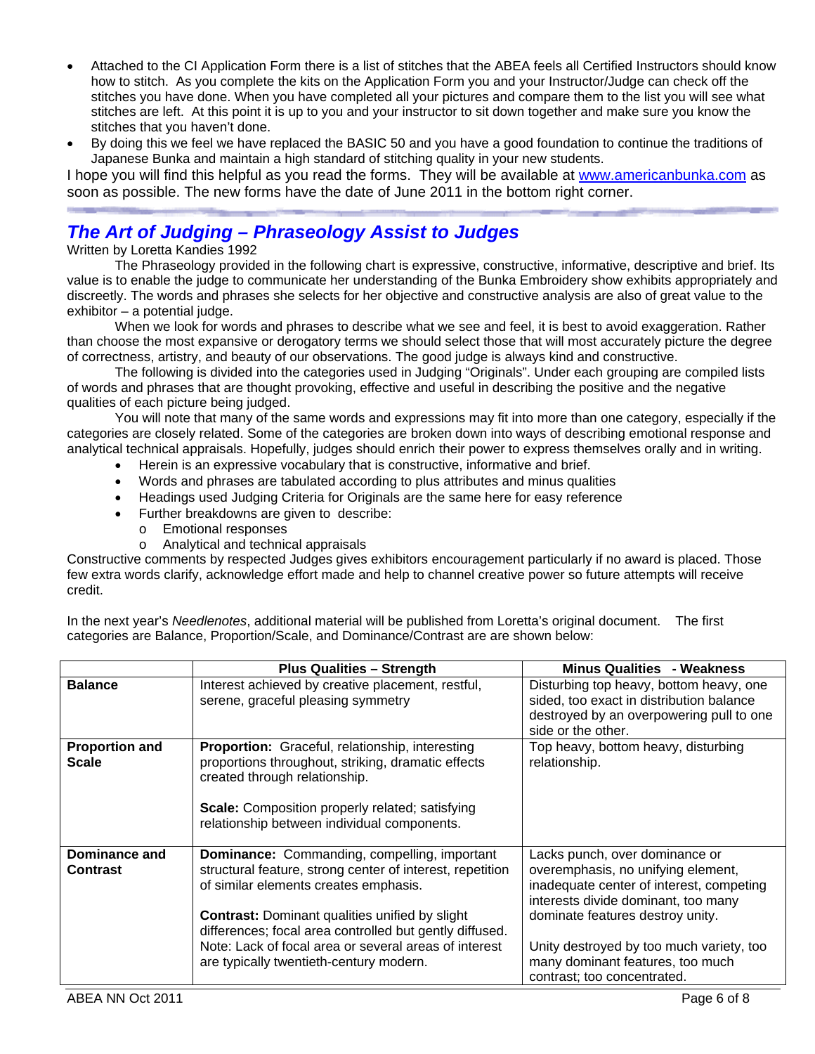- Attached to the CI Application Form there is a list of stitches that the ABEA feels all Certified Instructors should know how to stitch. As you complete the kits on the Application Form you and your Instructor/Judge can check off the stitches you have done. When you have completed all your pictures and compare them to the list you will see what stitches are left. At this point it is up to you and your instructor to sit down together and make sure you know the stitches that you haven't done.
- By doing this we feel we have replaced the BASIC 50 and you have a good foundation to continue the traditions of Japanese Bunka and maintain a high standard of stitching quality in your new students.

I hope you will find this helpful as you read the forms. They will be available at www.americanbunka.com as soon as possible. The new forms have the date of June 2011 in the bottom right corner.

## *The Art of Judging – Phraseology Assist to Judges*

Written by Loretta Kandies 1992

The Phraseology provided in the following chart is expressive, constructive, informative, descriptive and brief. Its value is to enable the judge to communicate her understanding of the Bunka Embroidery show exhibits appropriately and discreetly. The words and phrases she selects for her objective and constructive analysis are also of great value to the exhibitor – a potential judge.

When we look for words and phrases to describe what we see and feel, it is best to avoid exaggeration. Rather than choose the most expansive or derogatory terms we should select those that will most accurately picture the degree of correctness, artistry, and beauty of our observations. The good judge is always kind and constructive.

The following is divided into the categories used in Judging "Originals". Under each grouping are compiled lists of words and phrases that are thought provoking, effective and useful in describing the positive and the negative qualities of each picture being judged.

You will note that many of the same words and expressions may fit into more than one category, especially if the categories are closely related. Some of the categories are broken down into ways of describing emotional response and analytical technical appraisals. Hopefully, judges should enrich their power to express themselves orally and in writing.

- Herein is an expressive vocabulary that is constructive, informative and brief.
- Words and phrases are tabulated according to plus attributes and minus qualities
- Headings used Judging Criteria for Originals are the same here for easy reference
- Further breakdowns are given to describe:
  - Emotional responses
  - Analytical and technical appraisals

Constructive comments by respected Judges gives exhibitors encouragement particularly if no award is placed. Those few extra words clarify, acknowledge effort made and help to channel creative power so future attempts will receive credit.

In the next year's *Needlenotes*, additional material will be published from Loretta's original document. The first categories are Balance, Proportion/Scale, and Dominance/Contrast are are shown below:

| | Plus Qualities – Strength | Minus Qualities - Weakness |
|---|---|---|
| **Balance** | Interest achieved by creative placement, restful, serene, graceful pleasing symmetry | Disturbing top heavy, bottom heavy, one sided, too exact in distribution balance destroyed by an overpowering pull to one side or the other. |
| **Proportion and Scale** | **Proportion:** Graceful, relationship, interesting proportions throughout, striking, dramatic effects created through relationship.<br><br>**Scale:** Composition properly related; satisfying relationship between individual components. | Top heavy, bottom heavy, disturbing relationship. |
| **Dominance and Contrast** | **Dominance:** Commanding, compelling, important structural feature, strong center of interest, repetition of similar elements creates emphasis.<br><br>**Contrast:** Dominant qualities unified by slight differences; focal area controlled but gently diffused. Note: Lack of focal area or several areas of interest are typically twentieth-century modern. | Lacks punch, over dominance or overemphasis, no unifying element, inadequate center of interest, competing interests divide dominant, too many dominate features destroy unity.<br><br>Unity destroyed by too much variety, too many dominant features, too much contrast; too concentrated. |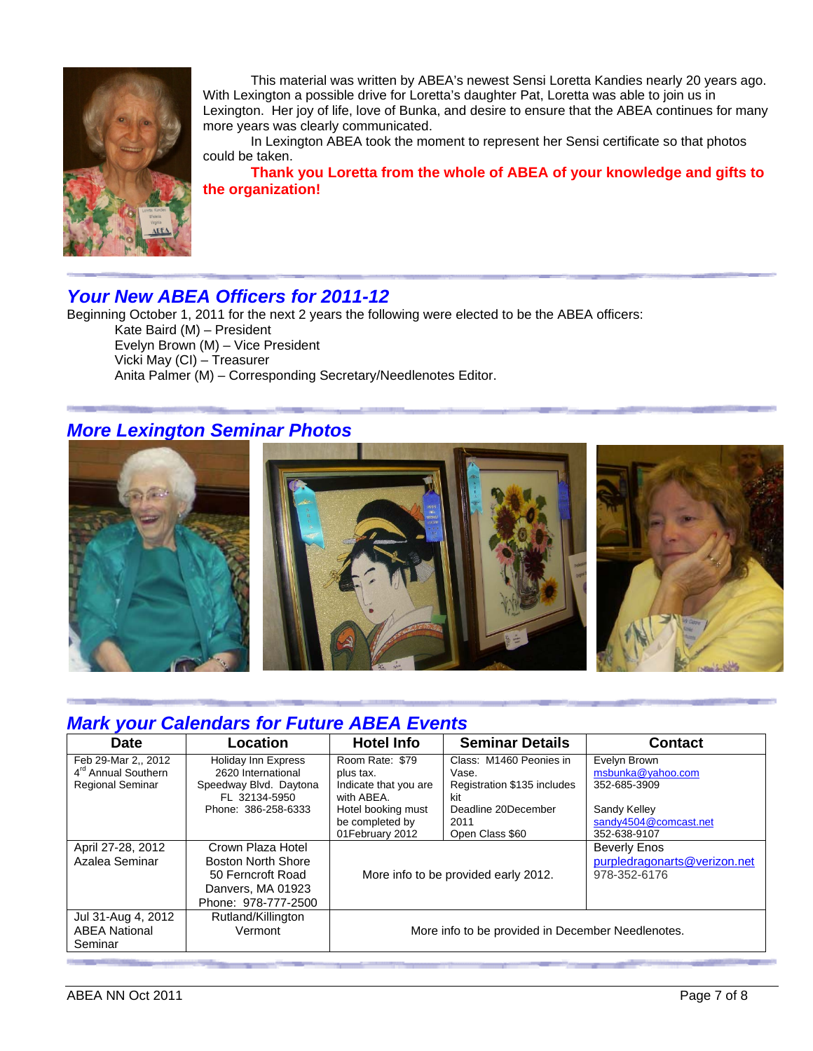This material was written by ABEA's newest Sensi Loretta Kandies nearly 20 years ago. With Lexington a possible drive for Loretta's daughter Pat, Loretta was able to join us in Lexington. Her joy of life, love of Bunka, and desire to ensure that the ABEA continues for many more years was clearly communicated.

In Lexington ABEA took the moment to represent her Sensi certificate so that photos could be taken.

**Thank you Loretta from the whole of ABEA of your knowledge and gifts to the organization!**

## *Your New ABEA Officers for 2011-12*

Beginning October 1, 2011 for the next 2 years the following were elected to be the ABEA officers:

Kate Baird (M) – President
Evelyn Brown (M) – Vice President
Vicki May (CI) – Treasurer
Anita Palmer (M) – Corresponding Secretary/Needlenotes Editor.

## *More Lexington Seminar Photos*

## *Mark your Calendars for Future ABEA Events*

| Date | Location | Hotel Info | Seminar Details | Contact |
|---|---|---|---|---|
| Feb 29-Mar 2,, 2012 4rd Annual Southern Regional Seminar | Holiday Inn Express 2620 International Speedway Blvd. Daytona FL 32134-5950 Phone: 386-258-6333 | Room Rate: $79 plus tax. Indicate that you are with ABEA. Hotel booking must be completed by 01February 2012 | Class: M1460 Peonies in Vase. Registration $135 includes kit Deadline 20December 2011 Open Class $60 | Evelyn Brown msbunka@yahoo.com 352-685-3909<br><br>Sandy Kelley sandy4504@comcast.net 352-638-9107 |
| April 27-28, 2012 Azalea Seminar | Crown Plaza Hotel Boston North Shore 50 Ferncroft Road Danvers, MA 01923 Phone: 978-777-2500 | More info to be provided early 2012. | | Beverly Enos purpledragonarts@verizon.net 978-352-6176 |
| Jul 31-Aug 4, 2012 ABEA National Seminar | Rutland/Killington Vermont | More info to be provided in December Needlenotes. | | |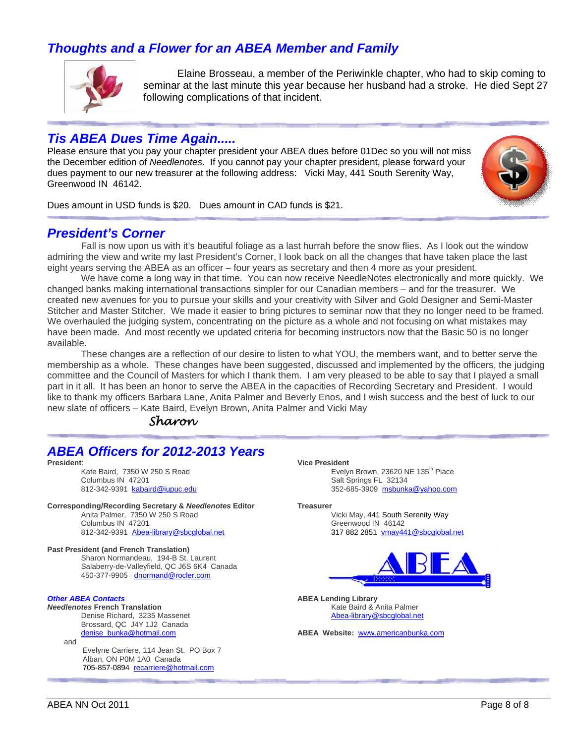## *Thoughts and a Flower for an ABEA Member and Family*

Elaine Brosseau, a member of the Periwinkle chapter, who had to skip coming to seminar at the last minute this year because her husband had a stroke. He died Sept 27 following complications of that incident.

## *Tis ABEA Dues Time Again.....*

Please ensure that you pay your chapter president your ABEA dues before 01Dec so you will not miss the December edition of *Needlenotes*. If you cannot pay your chapter president, please forward your dues payment to our new treasurer at the following address: Vicki May, 441 South Serenity Way, Greenwood IN 46142.

Dues amount in USD funds is $20. Dues amount in CAD funds is $21.

## *President's Corner*

Fall is now upon us with it's beautiful foliage as a last hurrah before the snow flies. As I look out the window admiring the view and write my last President's Corner, I look back on all the changes that have taken place the last eight years serving the ABEA as an officer – four years as secretary and then 4 more as your president.

We have come a long way in that time. You can now receive NeedleNotes electronically and more quickly. We changed banks making international transactions simpler for our Canadian members – and for the treasurer. We created new avenues for you to pursue your skills and your creativity with Silver and Gold Designer and Semi-Master Stitcher and Master Stitcher. We made it easier to bring pictures to seminar now that they no longer need to be framed. We overhauled the judging system, concentrating on the picture as a whole and not focusing on what mistakes may have been made. And most recently we updated criteria for becoming instructors now that the Basic 50 is no longer available.

These changes are a reflection of our desire to listen to what YOU, the members want, and to better serve the membership as a whole. These changes have been suggested, discussed and implemented by the officers, the judging committee and the Council of Masters for which I thank them. I am very pleased to be able to say that I played a small part in it all. It has been an honor to serve the ABEA in the capacities of Recording Secretary and President. I would like to thank my officers Barbara Lane, Anita Palmer and Beverly Enos, and I wish success and the best of luck to our new slate of officers – Kate Baird, Evelyn Brown, Anita Palmer and Vicki May

*Sharon*

## *ABEA Officers for 2012-2013 Years*

**President**:
Kate Baird, 7350 W 250 S Road
Columbus IN 47201
812-342-9391 kabaird@iupuc.edu

**Corresponding/Recording Secretary & *Needlenotes* Editor**
Anita Palmer, 7350 W 250 S Road
Columbus IN 47201
812-342-9391 Abea-library@sbcglobal.net

**Past President (and French Translation)**
Sharon Normandeau, 194-B St. Laurent
Salaberry-de-Valleyfield, QC J6S 6K4 Canada
450-377-9905 dnormand@rocler.com

**Vice President**
Evelyn Brown, 23620 NE 135th Place
Salt Springs FL 32134
352-685-3909 msbunka@yahoo.com

**Treasurer**
Vicki May, 441 South Serenity Way
Greenwood IN 46142
317 882 2851 vmay441@sbcglobal.net

***Other ABEA Contacts***

***Needlenotes* French Translation**
Denise Richard, 3235 Massenet
Brossard, QC J4Y 1J2 Canada
denise_bunka@hotmail.com

and

Evelyne Carriere, 114 Jean St. PO Box 7
Alban, ON P0M 1A0 Canada
705-857-0894 recarriere@hotmail.com

**ABEA Lending Library**
Kate Baird & Anita Palmer
Abea-library@sbcglobal.net

**ABEA Website:** www.americanbunka.com